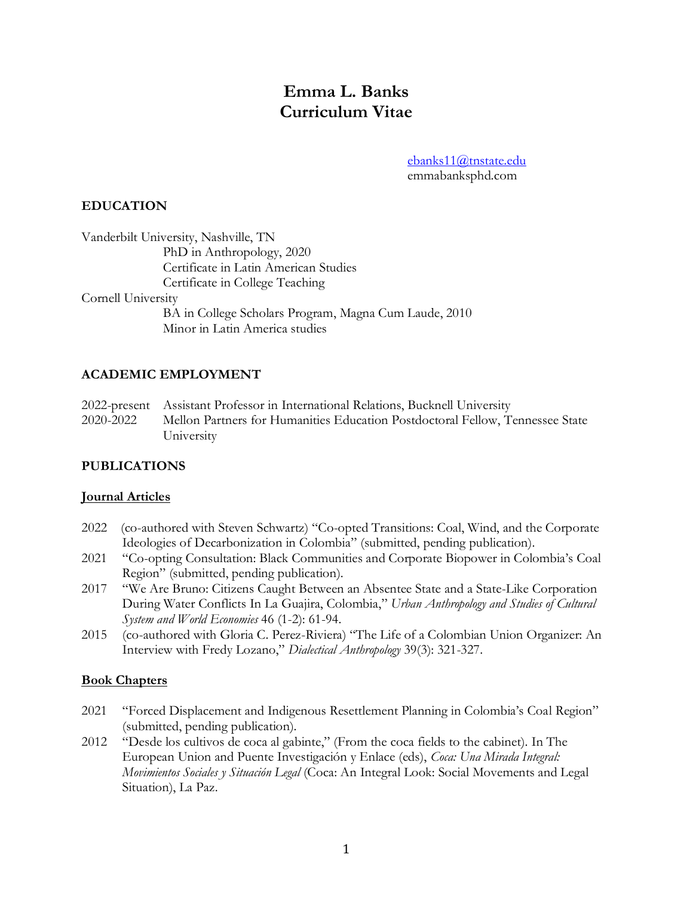# Emma L. Banks
# Curriculum Vitae

ebanks11@tnstate.edu
emmabanksphd.com

## EDUCATION

Vanderbilt University, Nashville, TN
- PhD in Anthropology, 2020
- Certificate in Latin American Studies
- Certificate in College Teaching

Cornell University
- BA in College Scholars Program, Magna Cum Laude, 2010
- Minor in Latin America studies

## ACADEMIC EMPLOYMENT

2022-present Assistant Professor in International Relations, Bucknell University

2020-2022 Mellon Partners for Humanities Education Postdoctoral Fellow, Tennessee State University

## PUBLICATIONS

### Journal Articles

2022 (co-authored with Steven Schwartz) "Co-opted Transitions: Coal, Wind, and the Corporate Ideologies of Decarbonization in Colombia" (submitted, pending publication).

2021 "Co-opting Consultation: Black Communities and Corporate Biopower in Colombia's Coal Region" (submitted, pending publication).

2017 "We Are Bruno: Citizens Caught Between an Absentee State and a State-Like Corporation During Water Conflicts In La Guajira, Colombia," *Urban Anthropology and Studies of Cultural System and World Economies* 46 (1-2): 61-94.

2015 (co-authored with Gloria C. Perez-Riviera) "The Life of a Colombian Union Organizer: An Interview with Fredy Lozano," *Dialectical Anthropology* 39(3): 321-327.

### Book Chapters

2021 "Forced Displacement and Indigenous Resettlement Planning in Colombia's Coal Region" (submitted, pending publication).

2012 "Desde los cultivos de coca al gabinte," (From the coca fields to the cabinet). In The European Union and Puente Investigación y Enlace (eds), *Coca: Una Mirada Integral: Movimientos Sociales y Situación Legal* (Coca: An Integral Look: Social Movements and Legal Situation), La Paz.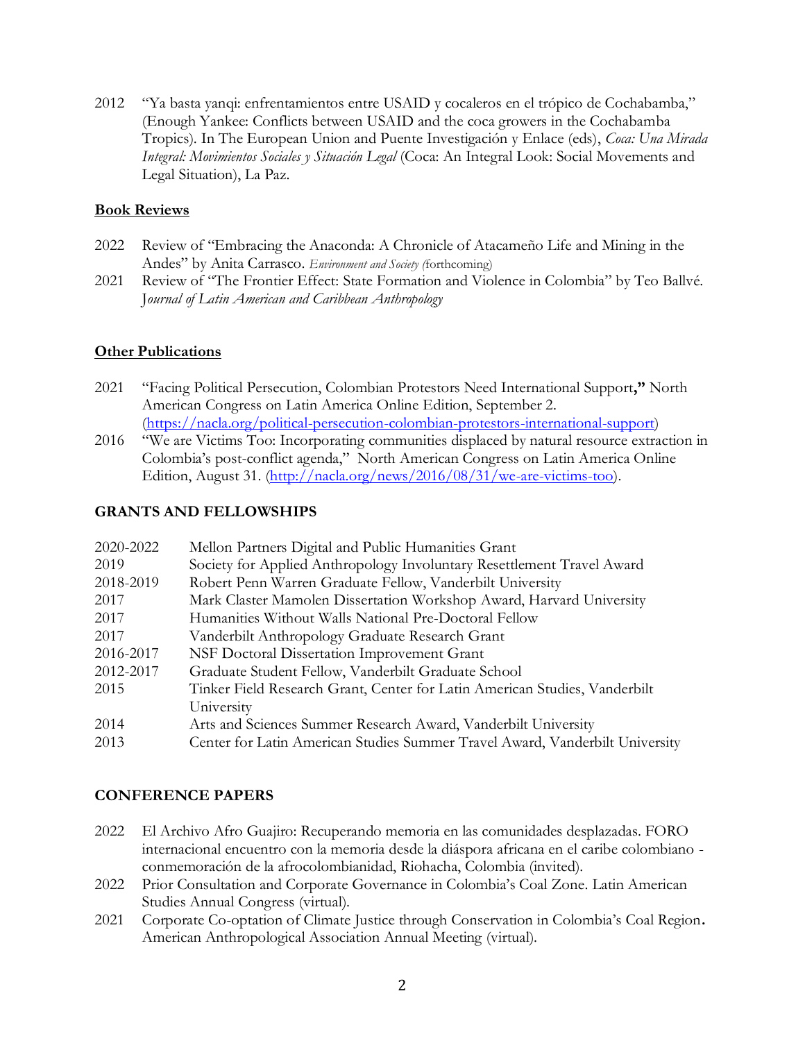2012 "Ya basta yanqi: enfrentamientos entre USAID y cocaleros en el trópico de Cochabamba," (Enough Yankee: Conflicts between USAID and the coca growers in the Cochabamba Tropics). In The European Union and Puente Investigación y Enlace (eds), *Coca: Una Mirada Integral: Movimientos Sociales y Situación Legal* (Coca: An Integral Look: Social Movements and Legal Situation), La Paz.

**Book Reviews**

2022 Review of "Embracing the Anaconda: A Chronicle of Atacameño Life and Mining in the Andes" by Anita Carrasco. *Environment and Society (*forthcoming)

2021 Review of "The Frontier Effect: State Formation and Violence in Colombia" by Teo Ballvé. *Journal of Latin American and Caribbean Anthropology*

**Other Publications**

2021 "Facing Political Persecution, Colombian Protestors Need International Support**,"** North American Congress on Latin America Online Edition, September 2. (https://nacla.org/political-persecution-colombian-protestors-international-support)

2016 "We are Victims Too: Incorporating communities displaced by natural resource extraction in Colombia's post-conflict agenda," North American Congress on Latin America Online Edition, August 31. (http://nacla.org/news/2016/08/31/we-are-victims-too).

## GRANTS AND FELLOWSHIPS

| | |
|---|---|
| 2020-2022 | Mellon Partners Digital and Public Humanities Grant |
| 2019 | Society for Applied Anthropology Involuntary Resettlement Travel Award |
| 2018-2019 | Robert Penn Warren Graduate Fellow, Vanderbilt University |
| 2017 | Mark Claster Mamolen Dissertation Workshop Award, Harvard University |
| 2017 | Humanities Without Walls National Pre-Doctoral Fellow |
| 2017 | Vanderbilt Anthropology Graduate Research Grant |
| 2016-2017 | NSF Doctoral Dissertation Improvement Grant |
| 2012-2017 | Graduate Student Fellow, Vanderbilt Graduate School |
| 2015 | Tinker Field Research Grant, Center for Latin American Studies, Vanderbilt University |
| 2014 | Arts and Sciences Summer Research Award, Vanderbilt University |
| 2013 | Center for Latin American Studies Summer Travel Award, Vanderbilt University |

## CONFERENCE PAPERS

2022 El Archivo Afro Guajiro: Recuperando memoria en las comunidades desplazadas. FORO internacional encuentro con la memoria desde la diáspora africana en el caribe colombiano - conmemoración de la afrocolombianidad, Riohacha, Colombia (invited).

2022 Prior Consultation and Corporate Governance in Colombia's Coal Zone. Latin American Studies Annual Congress (virtual).

2021 Corporate Co-optation of Climate Justice through Conservation in Colombia's Coal Region**.** American Anthropological Association Annual Meeting (virtual).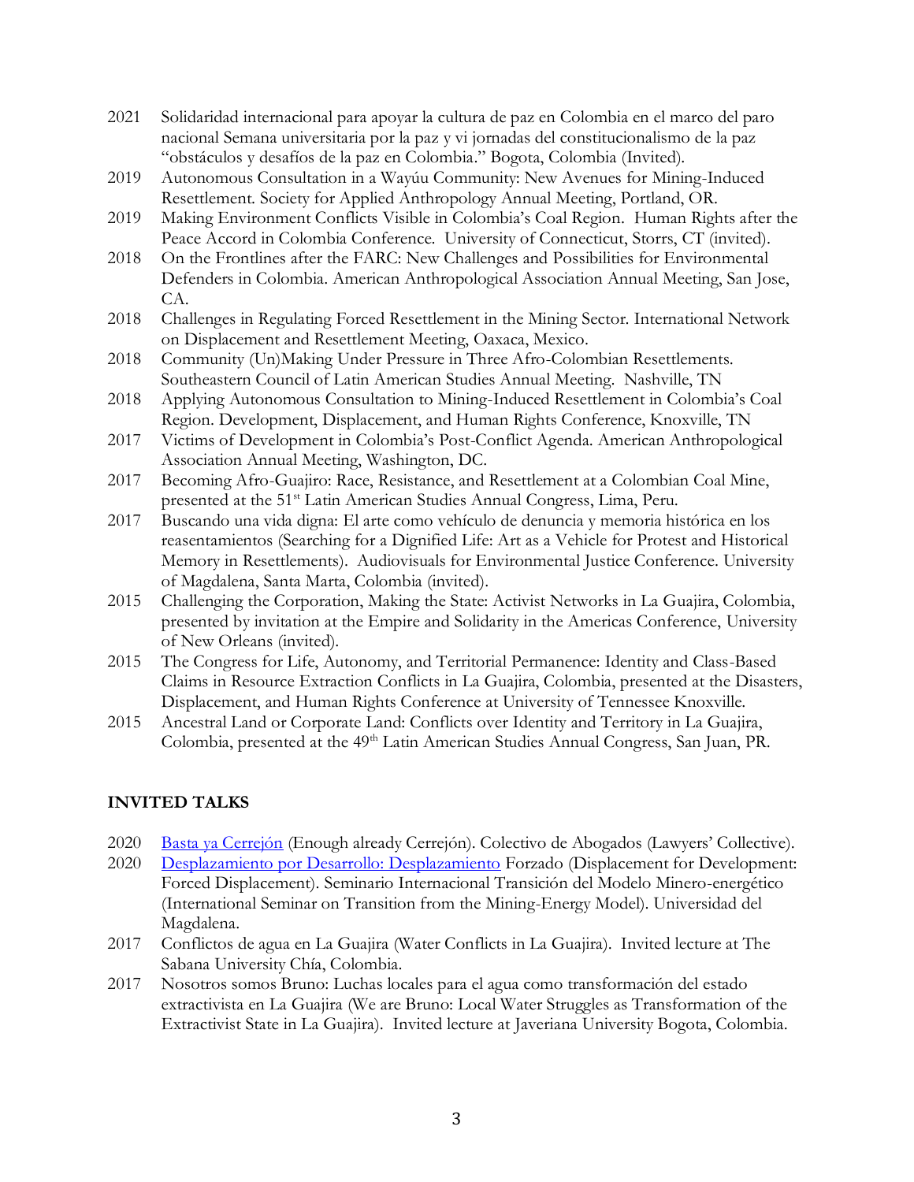2021 Solidaridad internacional para apoyar la cultura de paz en Colombia en el marco del paro nacional Semana universitaria por la paz y vi jornadas del constitucionalismo de la paz "obstáculos y desafíos de la paz en Colombia." Bogota, Colombia (Invited).

2019 Autonomous Consultation in a Wayúu Community: New Avenues for Mining-Induced Resettlement. Society for Applied Anthropology Annual Meeting, Portland, OR.

2019 Making Environment Conflicts Visible in Colombia's Coal Region. Human Rights after the Peace Accord in Colombia Conference. University of Connecticut, Storrs, CT (invited).

2018 On the Frontlines after the FARC: New Challenges and Possibilities for Environmental Defenders in Colombia. American Anthropological Association Annual Meeting, San Jose, CA.

2018 Challenges in Regulating Forced Resettlement in the Mining Sector. International Network on Displacement and Resettlement Meeting, Oaxaca, Mexico.

2018 Community (Un)Making Under Pressure in Three Afro-Colombian Resettlements. Southeastern Council of Latin American Studies Annual Meeting. Nashville, TN

2018 Applying Autonomous Consultation to Mining-Induced Resettlement in Colombia's Coal Region. Development, Displacement, and Human Rights Conference, Knoxville, TN

2017 Victims of Development in Colombia's Post-Conflict Agenda. American Anthropological Association Annual Meeting, Washington, DC.

2017 Becoming Afro-Guajiro: Race, Resistance, and Resettlement at a Colombian Coal Mine, presented at the 51st Latin American Studies Annual Congress, Lima, Peru.

2017 Buscando una vida digna: El arte como vehículo de denuncia y memoria histórica en los reasentamientos (Searching for a Dignified Life: Art as a Vehicle for Protest and Historical Memory in Resettlements). Audiovisuals for Environmental Justice Conference. University of Magdalena, Santa Marta, Colombia (invited).

2015 Challenging the Corporation, Making the State: Activist Networks in La Guajira, Colombia, presented by invitation at the Empire and Solidarity in the Americas Conference, University of New Orleans (invited).

2015 The Congress for Life, Autonomy, and Territorial Permanence: Identity and Class-Based Claims in Resource Extraction Conflicts in La Guajira, Colombia, presented at the Disasters, Displacement, and Human Rights Conference at University of Tennessee Knoxville.

2015 Ancestral Land or Corporate Land: Conflicts over Identity and Territory in La Guajira, Colombia, presented at the 49th Latin American Studies Annual Congress, San Juan, PR.

## INVITED TALKS

2020 Basta ya Cerrejón (Enough already Cerrejón). Colectivo de Abogados (Lawyers' Collective).

2020 Desplazamiento por Desarrollo: Desplazamiento Forzado (Displacement for Development: Forced Displacement). Seminario Internacional Transición del Modelo Minero-energético (International Seminar on Transition from the Mining-Energy Model). Universidad del Magdalena.

2017 Conflictos de agua en La Guajira (Water Conflicts in La Guajira). Invited lecture at The Sabana University Chía, Colombia.

2017 Nosotros somos Bruno: Luchas locales para el agua como transformación del estado extractivista en La Guajira (We are Bruno: Local Water Struggles as Transformation of the Extractivist State in La Guajira). Invited lecture at Javeriana University Bogota, Colombia.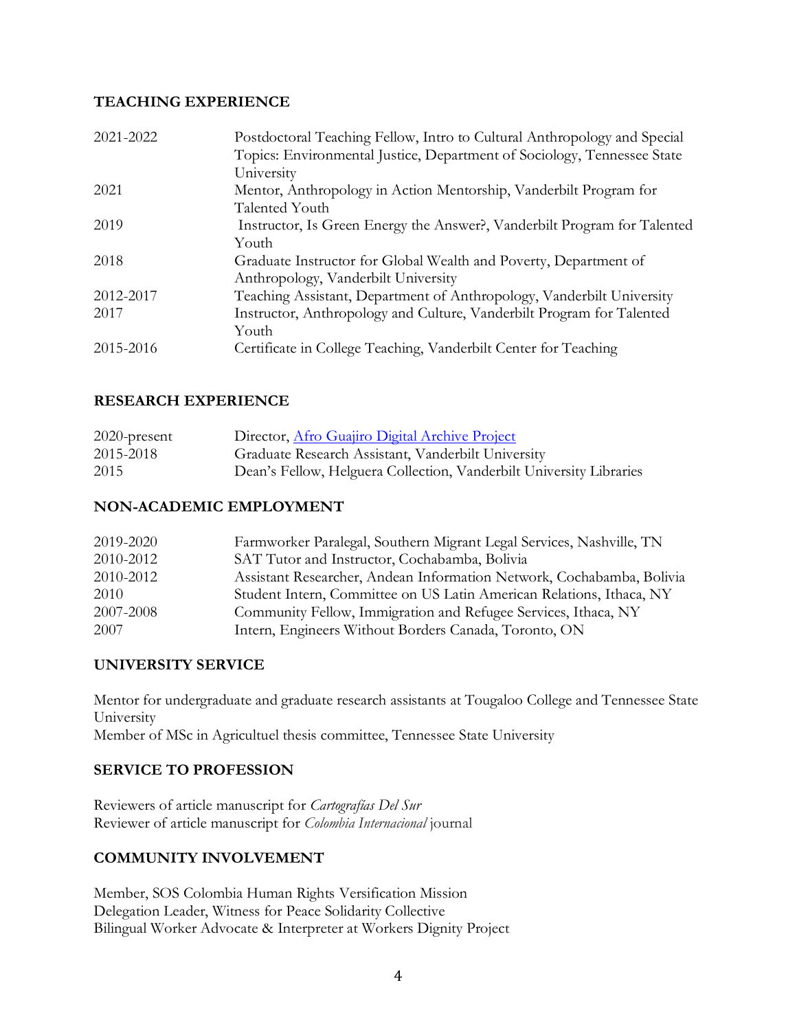## TEACHING EXPERIENCE

| | |
|---|---|
| 2021-2022 | Postdoctoral Teaching Fellow, Intro to Cultural Anthropology and Special Topics: Environmental Justice, Department of Sociology, Tennessee State University |
| 2021 | Mentor, Anthropology in Action Mentorship, Vanderbilt Program for Talented Youth |
| 2019 | Instructor, Is Green Energy the Answer?, Vanderbilt Program for Talented Youth |
| 2018 | Graduate Instructor for Global Wealth and Poverty, Department of Anthropology, Vanderbilt University |
| 2012-2017 | Teaching Assistant, Department of Anthropology, Vanderbilt University |
| 2017 | Instructor, Anthropology and Culture, Vanderbilt Program for Talented Youth |
| 2015-2016 | Certificate in College Teaching, Vanderbilt Center for Teaching |

## RESEARCH EXPERIENCE

| | |
|---|---|
| 2020-present | Director, Afro Guajiro Digital Archive Project |
| 2015-2018 | Graduate Research Assistant, Vanderbilt University |
| 2015 | Dean's Fellow, Helguera Collection, Vanderbilt University Libraries |

## NON-ACADEMIC EMPLOYMENT

| | |
|---|---|
| 2019-2020 | Farmworker Paralegal, Southern Migrant Legal Services, Nashville, TN |
| 2010-2012 | SAT Tutor and Instructor, Cochabamba, Bolivia |
| 2010-2012 | Assistant Researcher, Andean Information Network, Cochabamba, Bolivia |
| 2010 | Student Intern, Committee on US Latin American Relations, Ithaca, NY |
| 2007-2008 | Community Fellow, Immigration and Refugee Services, Ithaca, NY |
| 2007 | Intern, Engineers Without Borders Canada, Toronto, ON |

## UNIVERSITY SERVICE

Mentor for undergraduate and graduate research assistants at Tougaloo College and Tennessee State University
Member of MSc in Agricultuel thesis committee, Tennessee State University

## SERVICE TO PROFESSION

Reviewers of article manuscript for *Cartografías Del Sur*
Reviewer of article manuscript for *Colombia Internacional* journal

## COMMUNITY INVOLVEMENT

Member, SOS Colombia Human Rights Versification Mission
Delegation Leader, Witness for Peace Solidarity Collective
Bilingual Worker Advocate & Interpreter at Workers Dignity Project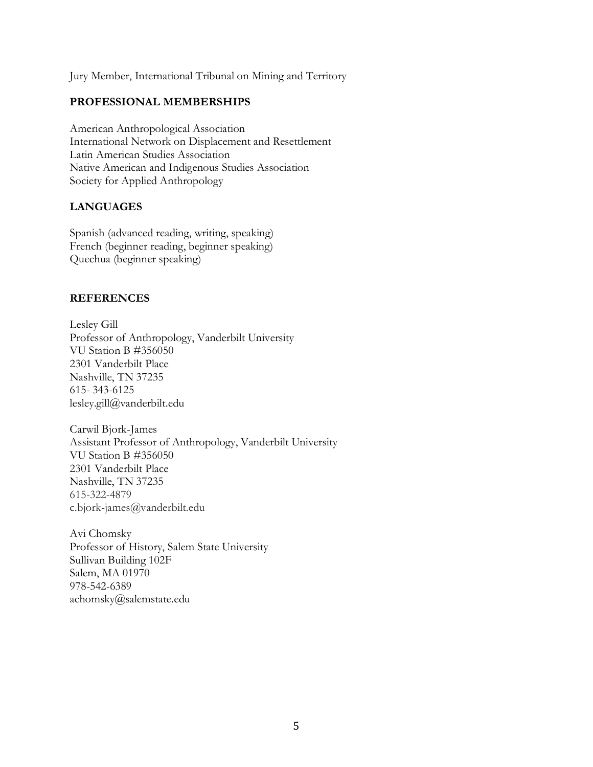Jury Member, International Tribunal on Mining and Territory

## PROFESSIONAL MEMBERSHIPS

American Anthropological Association
International Network on Displacement and Resettlement
Latin American Studies Association
Native American and Indigenous Studies Association
Society for Applied Anthropology

## LANGUAGES

Spanish (advanced reading, writing, speaking)
French (beginner reading, beginner speaking)
Quechua (beginner speaking)

## REFERENCES

Lesley Gill
Professor of Anthropology, Vanderbilt University
VU Station B #356050
2301 Vanderbilt Place
Nashville, TN 37235
615- 343-6125
lesley.gill@vanderbilt.edu

Carwil Bjork-James
Assistant Professor of Anthropology, Vanderbilt University
VU Station B #356050
2301 Vanderbilt Place
Nashville, TN 37235
615-322-4879
c.bjork-james@vanderbilt.edu

Avi Chomsky
Professor of History, Salem State University
Sullivan Building 102F
Salem, MA 01970
978-542-6389
achomsky@salemstate.edu